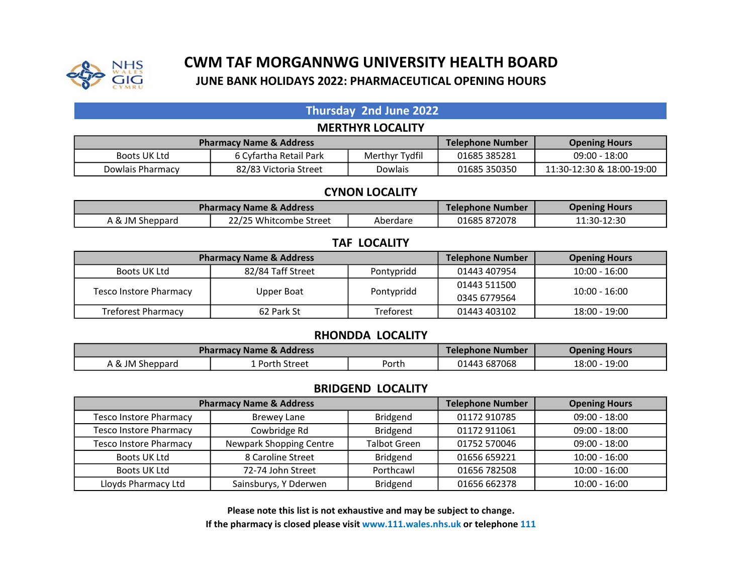# CWM TAF MORGANNWG UNIVERSITY HEALTH BOARD

## JUNE BANK HOLIDAYS 2022: PHARMACEUTICAL OPENING HOURS

### Thursday 2nd June 2022

#### MERTHYR LOCALITY

| Pharmacy Name & Address | | | Telephone Number | Opening Hours |
|---|---|---|---|---|
| Boots UK Ltd | 6 Cyfartha Retail Park | Merthyr Tydfil | 01685 385281 | 09:00 - 18:00 |
| Dowlais Pharmacy | 82/83 Victoria Street | Dowlais | 01685 350350 | 11:30-12:30 & 18:00-19:00 |

#### CYNON LOCALITY

| Pharmacy Name & Address | | | Telephone Number | Opening Hours |
|---|---|---|---|---|
| A & JM Sheppard | 22/25 Whitcombe Street | Aberdare | 01685 872078 | 11:30-12:30 |

#### TAF LOCALITY

| Pharmacy Name & Address | | | Telephone Number | Opening Hours |
|---|---|---|---|---|
| Boots UK Ltd | 82/84 Taff Street | Pontypridd | 01443 407954 | 10:00 - 16:00 |
| Tesco Instore Pharmacy | Upper Boat | Pontypridd | 01443 511500<br>0345 6779564 | 10:00 - 16:00 |
| Treforest Pharmacy | 62 Park St | Treforest | 01443 403102 | 18:00 - 19:00 |

#### RHONDDA LOCALITY

| Pharmacy Name & Address | | | Telephone Number | Opening Hours |
|---|---|---|---|---|
| A & JM Sheppard | 1 Porth Street | Porth | 01443 687068 | 18:00 - 19:00 |

#### BRIDGEND LOCALITY

| Pharmacy Name & Address | | | Telephone Number | Opening Hours |
|---|---|---|---|---|
| Tesco Instore Pharmacy | Brewey Lane | Bridgend | 01172 910785 | 09:00 - 18:00 |
| Tesco Instore Pharmacy | Cowbridge Rd | Bridgend | 01172 911061 | 09:00 - 18:00 |
| Tesco Instore Pharmacy | Newpark Shopping Centre | Talbot Green | 01752 570046 | 09:00 - 18:00 |
| Boots UK Ltd | 8 Caroline Street | Bridgend | 01656 659221 | 10:00 - 16:00 |
| Boots UK Ltd | 72-74 John Street | Porthcawl | 01656 782508 | 10:00 - 16:00 |
| Lloyds Pharmacy Ltd | Sainsburys, Y Dderwen | Bridgend | 01656 662378 | 10:00 - 16:00 |

**Please note this list is not exhaustive and may be subject to change.**

**If the pharmacy is closed please visit www.111.wales.nhs.uk or telephone 111**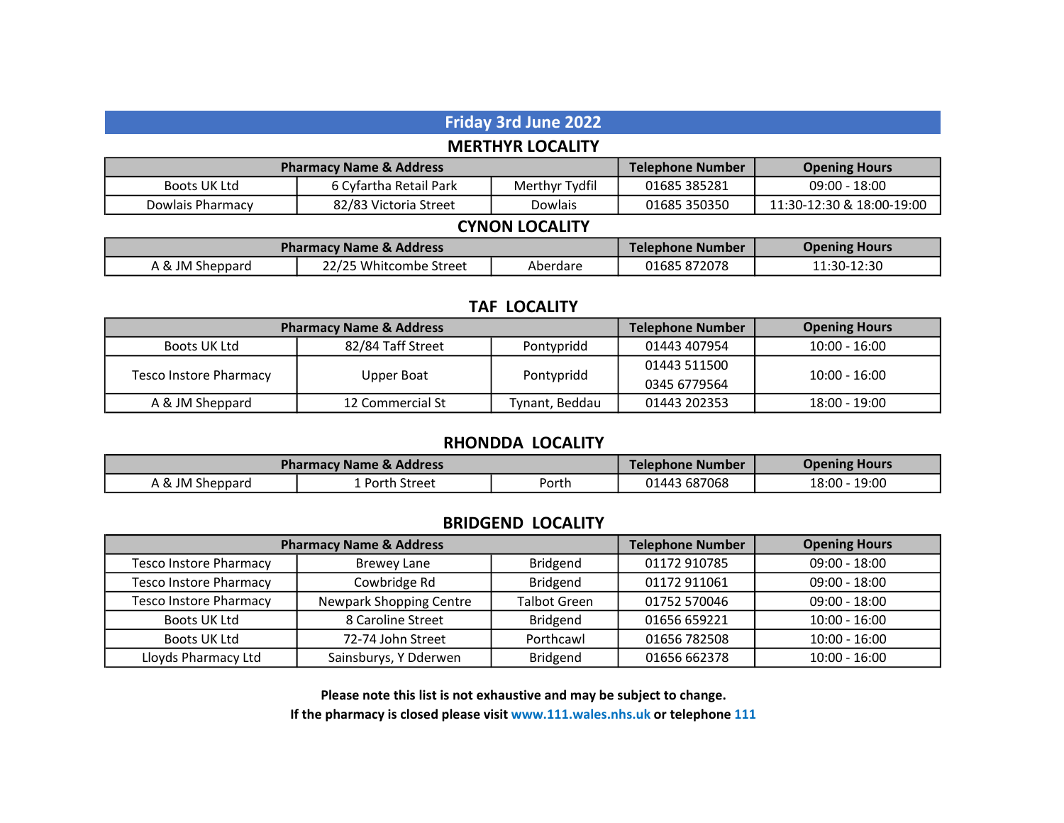## Friday 3rd June 2022

### MERTHYR LOCALITY

| Pharmacy Name & Address | | | Telephone Number | Opening Hours |
|---|---|---|---|---|
| Boots UK Ltd | 6 Cyfartha Retail Park | Merthyr Tydfil | 01685 385281 | 09:00 - 18:00 |
| Dowlais Pharmacy | 82/83 Victoria Street | Dowlais | 01685 350350 | 11:30-12:30 & 18:00-19:00 |

### CYNON LOCALITY

| Pharmacy Name & Address | | | Telephone Number | Opening Hours |
|---|---|---|---|---|
| A & JM Sheppard | 22/25 Whitcombe Street | Aberdare | 01685 872078 | 11:30-12:30 |

### TAF LOCALITY

| Pharmacy Name & Address | | | Telephone Number | Opening Hours |
|---|---|---|---|---|
| Boots UK Ltd | 82/84 Taff Street | Pontypridd | 01443 407954 | 10:00 - 16:00 |
| Tesco Instore Pharmacy | Upper Boat | Pontypridd | 01443 511500<br>0345 6779564 | 10:00 - 16:00 |
| A & JM Sheppard | 12 Commercial St | Tynant, Beddau | 01443 202353 | 18:00 - 19:00 |

### RHONDDA LOCALITY

| Pharmacy Name & Address | | | Telephone Number | Opening Hours |
|---|---|---|---|---|
| A & JM Sheppard | 1 Porth Street | Porth | 01443 687068 | 18:00 - 19:00 |

### BRIDGEND LOCALITY

| Pharmacy Name & Address | | | Telephone Number | Opening Hours |
|---|---|---|---|---|
| Tesco Instore Pharmacy | Brewey Lane | Bridgend | 01172 910785 | 09:00 - 18:00 |
| Tesco Instore Pharmacy | Cowbridge Rd | Bridgend | 01172 911061 | 09:00 - 18:00 |
| Tesco Instore Pharmacy | Newpark Shopping Centre | Talbot Green | 01752 570046 | 09:00 - 18:00 |
| Boots UK Ltd | 8 Caroline Street | Bridgend | 01656 659221 | 10:00 - 16:00 |
| Boots UK Ltd | 72-74 John Street | Porthcawl | 01656 782508 | 10:00 - 16:00 |
| Lloyds Pharmacy Ltd | Sainsburys, Y Dderwen | Bridgend | 01656 662378 | 10:00 - 16:00 |

**Please note this list is not exhaustive and may be subject to change.**

**If the pharmacy is closed please visit www.111.wales.nhs.uk or telephone 111**